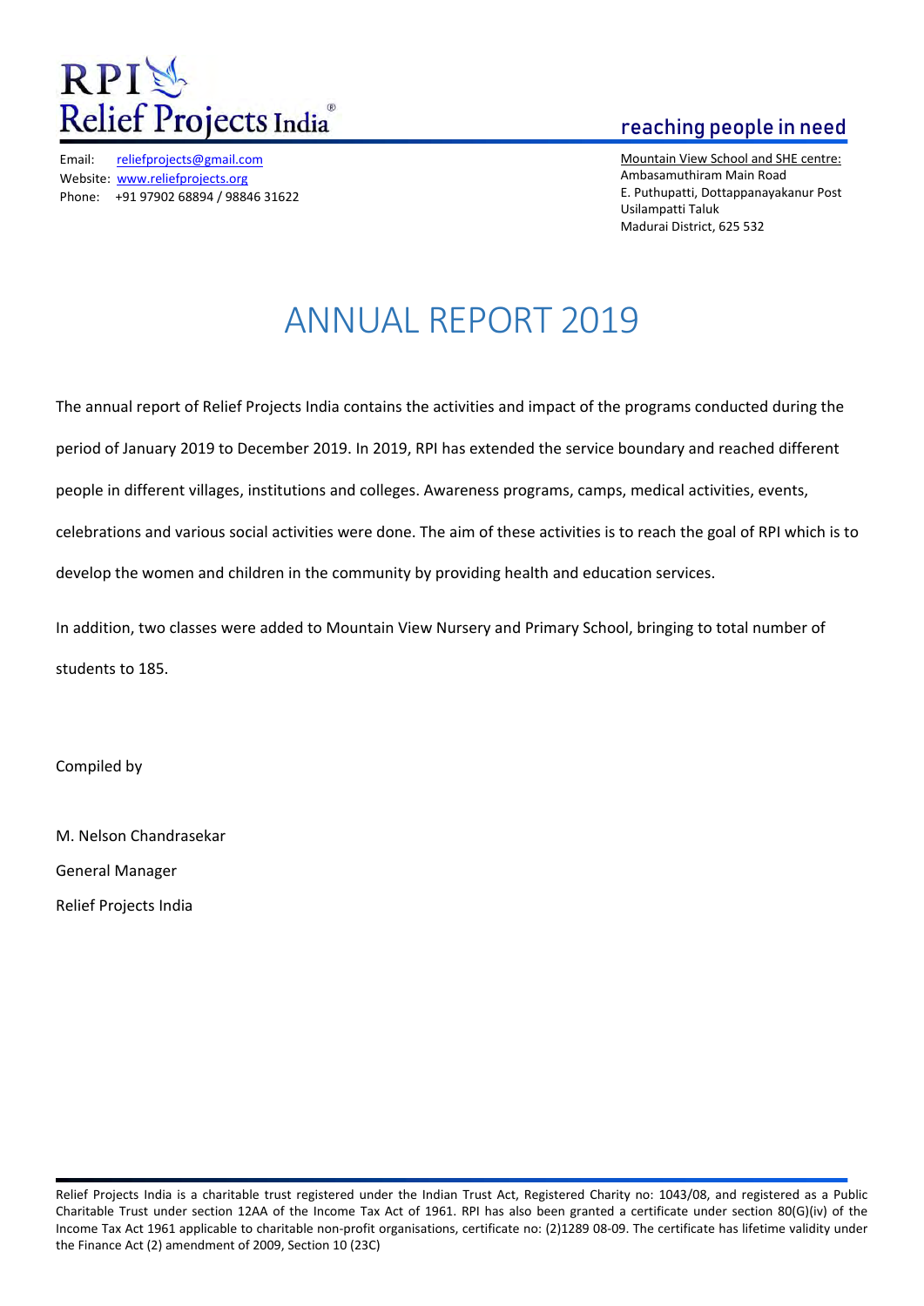RPI Relief Projects India®

**reaching people in need**

Email: reliefprojects@gmail.com
Website: www.reliefprojects.org
Phone: +91 97902 68894 / 98846 31622

Mountain View School and SHE centre:
Ambasamuthiram Main Road
E. Puthupatti, Dottappanayakanur Post
Usilampatti Taluk
Madurai District, 625 532

# ANNUAL REPORT 2019

The annual report of Relief Projects India contains the activities and impact of the programs conducted during the period of January 2019 to December 2019. In 2019, RPI has extended the service boundary and reached different people in different villages, institutions and colleges. Awareness programs, camps, medical activities, events, celebrations and various social activities were done. The aim of these activities is to reach the goal of RPI which is to develop the women and children in the community by providing health and education services.

In addition, two classes were added to Mountain View Nursery and Primary School, bringing to total number of students to 185.

Compiled by

M. Nelson Chandrasekar

General Manager

Relief Projects India

Relief Projects India is a charitable trust registered under the Indian Trust Act, Registered Charity no: 1043/08, and registered as a Public Charitable Trust under section 12AA of the Income Tax Act of 1961. RPI has also been granted a certificate under section 80(G)(iv) of the Income Tax Act 1961 applicable to charitable non-profit organisations, certificate no: (2)1289 08-09. The certificate has lifetime validity under the Finance Act (2) amendment of 2009, Section 10 (23C)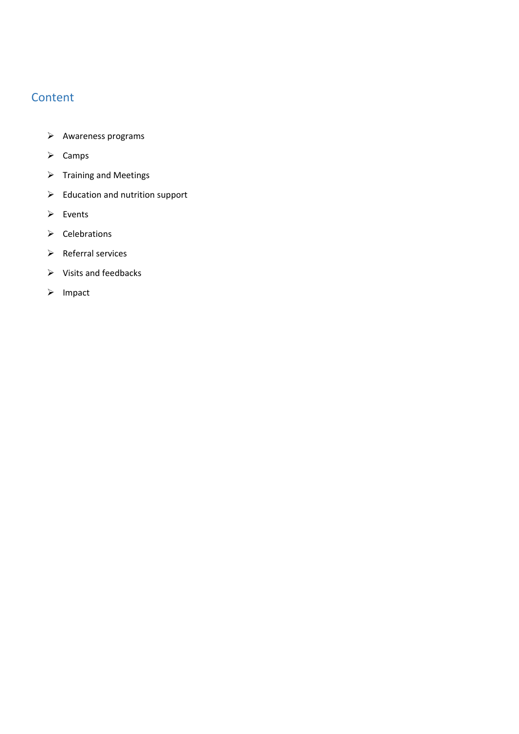## Content

- Awareness programs
- Camps
- Training and Meetings
- Education and nutrition support
- Events
- Celebrations
- Referral services
- Visits and feedbacks
- Impact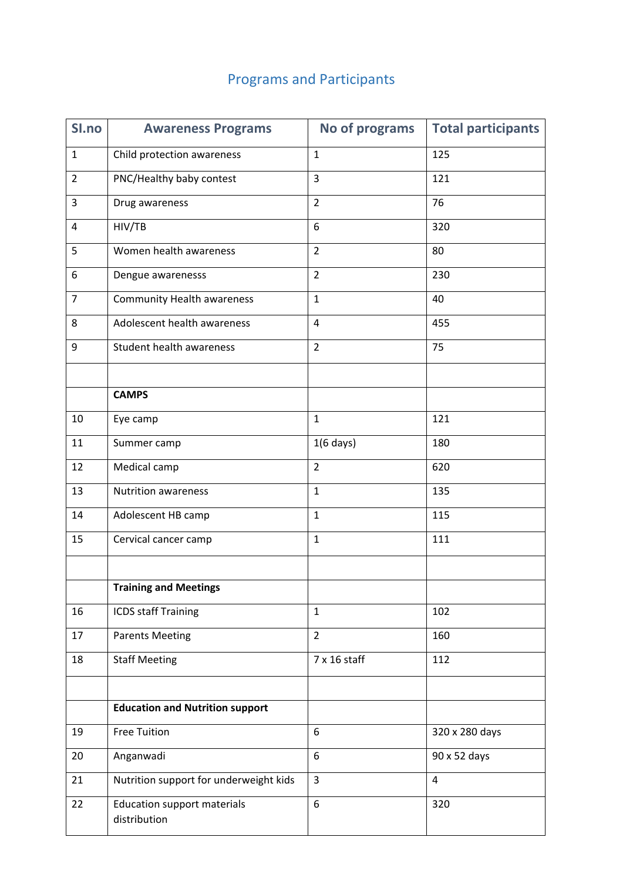# Programs and Participants

| Sl.no | Awareness Programs | No of programs | Total participants |
|---|---|---|---|
| 1 | Child protection awareness | 1 | 125 |
| 2 | PNC/Healthy baby contest | 3 | 121 |
| 3 | Drug awareness | 2 | 76 |
| 4 | HIV/TB | 6 | 320 |
| 5 | Women health awareness | 2 | 80 |
| 6 | Dengue awarenesss | 2 | 230 |
| 7 | Community Health awareness | 1 | 40 |
| 8 | Adolescent health awareness | 4 | 455 |
| 9 | Student health awareness | 2 | 75 |
| | | | |
| | **CAMPS** | | |
| 10 | Eye camp | 1 | 121 |
| 11 | Summer camp | 1(6 days) | 180 |
| 12 | Medical camp | 2 | 620 |
| 13 | Nutrition awareness | 1 | 135 |
| 14 | Adolescent HB camp | 1 | 115 |
| 15 | Cervical cancer camp | 1 | 111 |
| | | | |
| | **Training and Meetings** | | |
| 16 | ICDS staff Training | 1 | 102 |
| 17 | Parents Meeting | 2 | 160 |
| 18 | Staff Meeting | 7 x 16 staff | 112 |
| | | | |
| | **Education and Nutrition support** | | |
| 19 | Free Tuition | 6 | 320 x 280 days |
| 20 | Anganwadi | 6 | 90 x 52 days |
| 21 | Nutrition support for underweight kids | 3 | 4 |
| 22 | Education support materials distribution | 6 | 320 |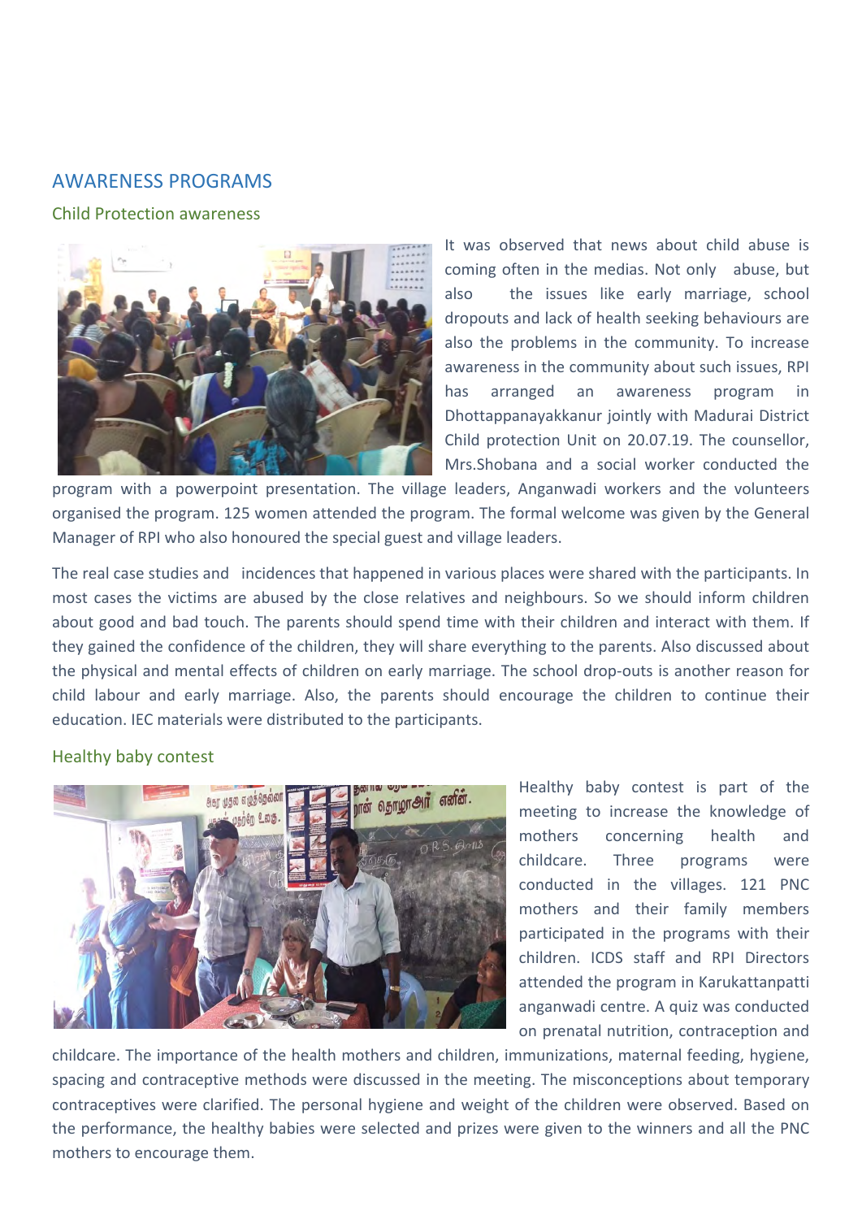## AWARENESS PROGRAMS

### Child Protection awareness

It was observed that news about child abuse is coming often in the medias. Not only abuse, but also the issues like early marriage, school dropouts and lack of health seeking behaviours are also the problems in the community. To increase awareness in the community about such issues, RPI has arranged an awareness program in Dhottappanayakkanur jointly with Madurai District Child protection Unit on 20.07.19. The counsellor, Mrs.Shobana and a social worker conducted the program with a powerpoint presentation. The village leaders, Anganwadi workers and the volunteers organised the program. 125 women attended the program. The formal welcome was given by the General Manager of RPI who also honoured the special guest and village leaders.

The real case studies and incidences that happened in various places were shared with the participants. In most cases the victims are abused by the close relatives and neighbours. So we should inform children about good and bad touch. The parents should spend time with their children and interact with them. If they gained the confidence of the children, they will share everything to the parents. Also discussed about the physical and mental effects of children on early marriage. The school drop-outs is another reason for child labour and early marriage. Also, the parents should encourage the children to continue their education. IEC materials were distributed to the participants.

### Healthy baby contest

Healthy baby contest is part of the meeting to increase the knowledge of mothers concerning health and childcare. Three programs were conducted in the villages. 121 PNC mothers and their family members participated in the programs with their children. ICDS staff and RPI Directors attended the program in Karukattanpatti anganwadi centre. A quiz was conducted on prenatal nutrition, contraception and childcare. The importance of the health mothers and children, immunizations, maternal feeding, hygiene, spacing and contraceptive methods were discussed in the meeting. The misconceptions about temporary contraceptives were clarified. The personal hygiene and weight of the children were observed. Based on the performance, the healthy babies were selected and prizes were given to the winners and all the PNC mothers to encourage them.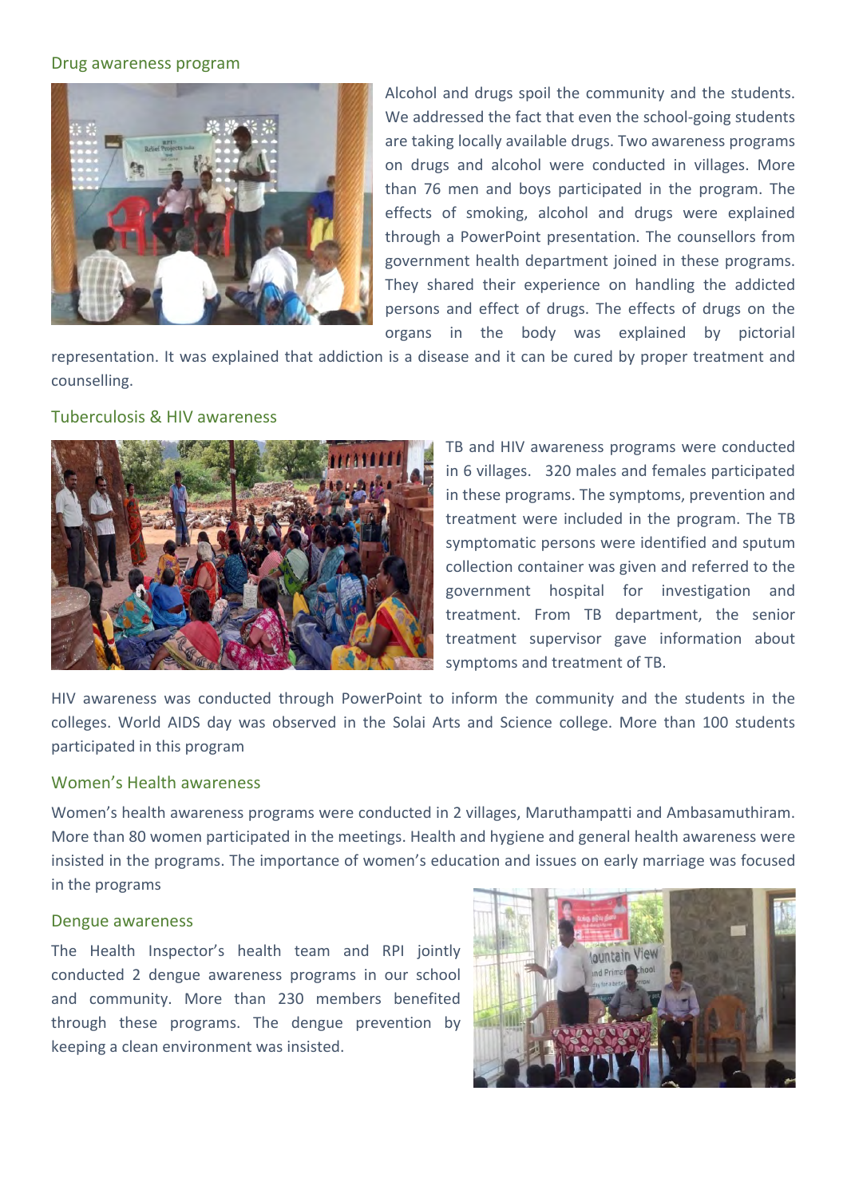## Drug awareness program

Alcohol and drugs spoil the community and the students. We addressed the fact that even the school-going students are taking locally available drugs. Two awareness programs on drugs and alcohol were conducted in villages. More than 76 men and boys participated in the program. The effects of smoking, alcohol and drugs were explained through a PowerPoint presentation. The counsellors from government health department joined in these programs. They shared their experience on handling the addicted persons and effect of drugs. The effects of drugs on the organs in the body was explained by pictorial representation. It was explained that addiction is a disease and it can be cured by proper treatment and counselling.

## Tuberculosis & HIV awareness

TB and HIV awareness programs were conducted in 6 villages. 320 males and females participated in these programs. The symptoms, prevention and treatment were included in the program. The TB symptomatic persons were identified and sputum collection container was given and referred to the government hospital for investigation and treatment. From TB department, the senior treatment supervisor gave information about symptoms and treatment of TB.

HIV awareness was conducted through PowerPoint to inform the community and the students in the colleges. World AIDS day was observed in the Solai Arts and Science college. More than 100 students participated in this program

## Women's Health awareness

Women's health awareness programs were conducted in 2 villages, Maruthampatti and Ambasamuthiram. More than 80 women participated in the meetings. Health and hygiene and general health awareness were insisted in the programs. The importance of women's education and issues on early marriage was focused in the programs

## Dengue awareness

The Health Inspector's health team and RPI jointly conducted 2 dengue awareness programs in our school and community. More than 230 members benefited through these programs. The dengue prevention by keeping a clean environment was insisted.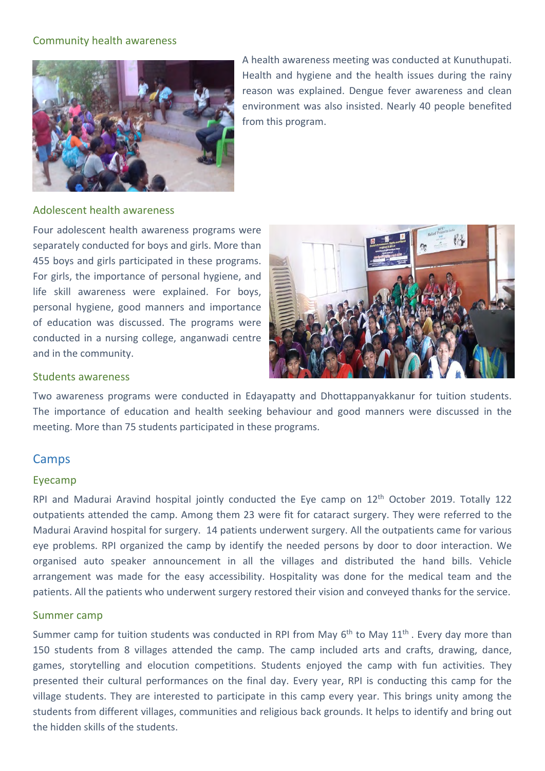### Community health awareness

A health awareness meeting was conducted at Kunuthupati. Health and hygiene and the health issues during the rainy reason was explained. Dengue fever awareness and clean environment was also insisted. Nearly 40 people benefited from this program.

### Adolescent health awareness

Four adolescent health awareness programs were separately conducted for boys and girls. More than 455 boys and girls participated in these programs. For girls, the importance of personal hygiene, and life skill awareness were explained. For boys, personal hygiene, good manners and importance of education was discussed. The programs were conducted in a nursing college, anganwadi centre and in the community.

### Students awareness

Two awareness programs were conducted in Edayapatty and Dhottappanyakkanur for tuition students. The importance of education and health seeking behaviour and good manners were discussed in the meeting. More than 75 students participated in these programs.

## Camps

### Eyecamp

RPI and Madurai Aravind hospital jointly conducted the Eye camp on 12th October 2019. Totally 122 outpatients attended the camp. Among them 23 were fit for cataract surgery. They were referred to the Madurai Aravind hospital for surgery. 14 patients underwent surgery. All the outpatients came for various eye problems. RPI organized the camp by identify the needed persons by door to door interaction. We organised auto speaker announcement in all the villages and distributed the hand bills. Vehicle arrangement was made for the easy accessibility. Hospitality was done for the medical team and the patients. All the patients who underwent surgery restored their vision and conveyed thanks for the service.

### Summer camp

Summer camp for tuition students was conducted in RPI from May 6th to May 11th . Every day more than 150 students from 8 villages attended the camp. The camp included arts and crafts, drawing, dance, games, storytelling and elocution competitions. Students enjoyed the camp with fun activities. They presented their cultural performances on the final day. Every year, RPI is conducting this camp for the village students. They are interested to participate in this camp every year. This brings unity among the students from different villages, communities and religious back grounds. It helps to identify and bring out the hidden skills of the students.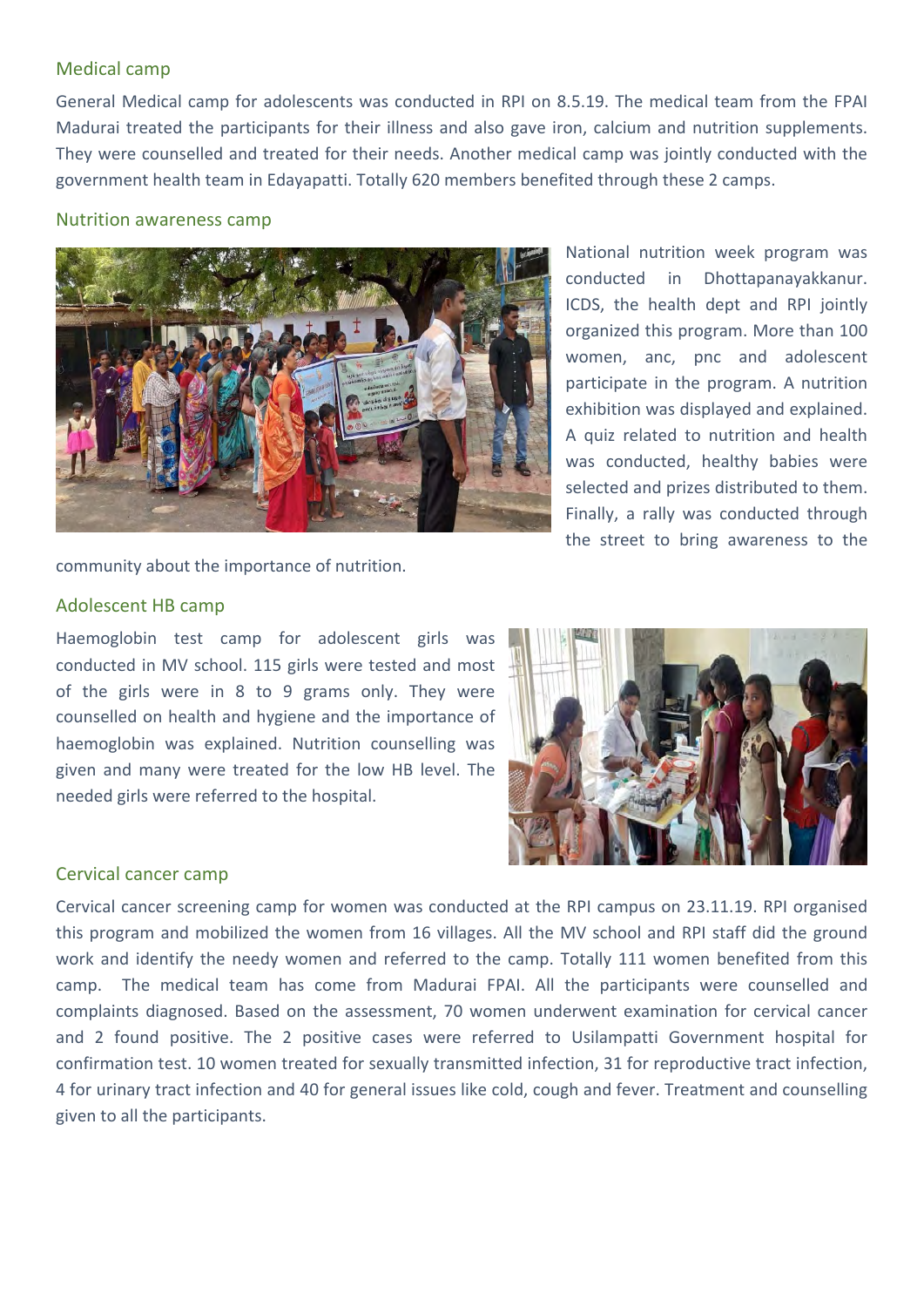## Medical camp

General Medical camp for adolescents was conducted in RPI on 8.5.19. The medical team from the FPAI Madurai treated the participants for their illness and also gave iron, calcium and nutrition supplements. They were counselled and treated for their needs. Another medical camp was jointly conducted with the government health team in Edayapatti. Totally 620 members benefited through these 2 camps.

## Nutrition awareness camp

National nutrition week program was conducted in Dhottapanayakkanur. ICDS, the health dept and RPI jointly organized this program. More than 100 women, anc, pnc and adolescent participate in the program. A nutrition exhibition was displayed and explained. A quiz related to nutrition and health was conducted, healthy babies were selected and prizes distributed to them. Finally, a rally was conducted through the street to bring awareness to the community about the importance of nutrition.

## Adolescent HB camp

Haemoglobin test camp for adolescent girls was conducted in MV school. 115 girls were tested and most of the girls were in 8 to 9 grams only. They were counselled on health and hygiene and the importance of haemoglobin was explained. Nutrition counselling was given and many were treated for the low HB level. The needed girls were referred to the hospital.

## Cervical cancer camp

Cervical cancer screening camp for women was conducted at the RPI campus on 23.11.19. RPI organised this program and mobilized the women from 16 villages. All the MV school and RPI staff did the ground work and identify the needy women and referred to the camp. Totally 111 women benefited from this camp. The medical team has come from Madurai FPAI. All the participants were counselled and complaints diagnosed. Based on the assessment, 70 women underwent examination for cervical cancer and 2 found positive. The 2 positive cases were referred to Usilampatti Government hospital for confirmation test. 10 women treated for sexually transmitted infection, 31 for reproductive tract infection, 4 for urinary tract infection and 40 for general issues like cold, cough and fever. Treatment and counselling given to all the participants.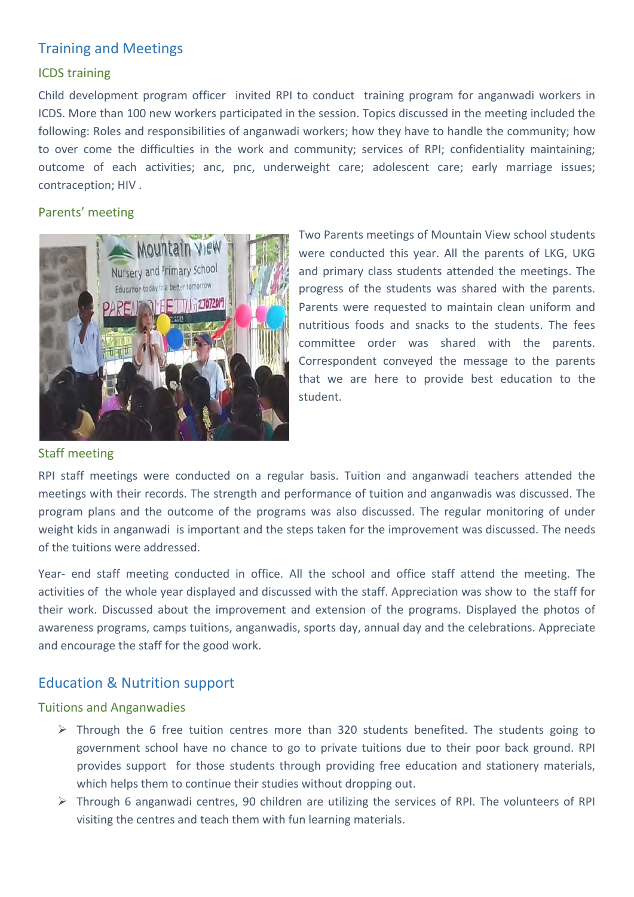## Training and Meetings

### ICDS training

Child development program officer invited RPI to conduct training program for anganwadi workers in ICDS. More than 100 new workers participated in the session. Topics discussed in the meeting included the following: Roles and responsibilities of anganwadi workers; how they have to handle the community; how to over come the difficulties in the work and community; services of RPI; confidentiality maintaining; outcome of each activities; anc, pnc, underweight care; adolescent care; early marriage issues; contraception; HIV .

### Parents' meeting

Two Parents meetings of Mountain View school students were conducted this year. All the parents of LKG, UKG and primary class students attended the meetings. The progress of the students was shared with the parents. Parents were requested to maintain clean uniform and nutritious foods and snacks to the students. The fees committee order was shared with the parents. Correspondent conveyed the message to the parents that we are here to provide best education to the student.

### Staff meeting

RPI staff meetings were conducted on a regular basis. Tuition and anganwadi teachers attended the meetings with their records. The strength and performance of tuition and anganwadis was discussed. The program plans and the outcome of the programs was also discussed. The regular monitoring of under weight kids in anganwadi is important and the steps taken for the improvement was discussed. The needs of the tuitions were addressed.

Year- end staff meeting conducted in office. All the school and office staff attend the meeting. The activities of the whole year displayed and discussed with the staff. Appreciation was show to the staff for their work. Discussed about the improvement and extension of the programs. Displayed the photos of awareness programs, camps tuitions, anganwadis, sports day, annual day and the celebrations. Appreciate and encourage the staff for the good work.

## Education & Nutrition support

### Tuitions and Anganwadies

- Through the 6 free tuition centres more than 320 students benefited. The students going to government school have no chance to go to private tuitions due to their poor back ground. RPI provides support for those students through providing free education and stationery materials, which helps them to continue their studies without dropping out.
- Through 6 anganwadi centres, 90 children are utilizing the services of RPI. The volunteers of RPI visiting the centres and teach them with fun learning materials.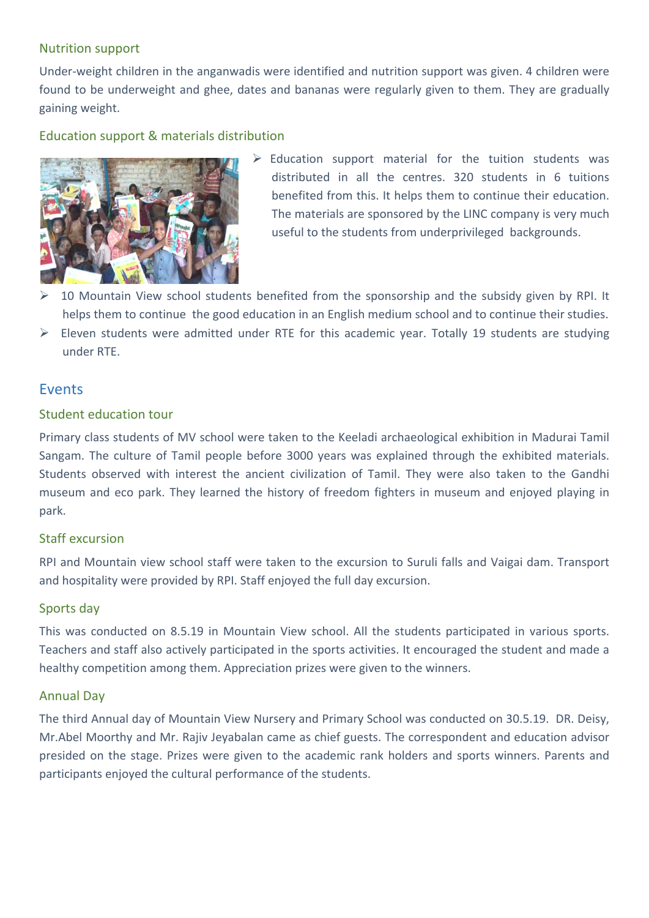### Nutrition support

Under-weight children in the anganwadis were identified and nutrition support was given. 4 children were found to be underweight and ghee, dates and bananas were regularly given to them. They are gradually gaining weight.

### Education support & materials distribution

- Education support material for the tuition students was distributed in all the centres. 320 students in 6 tuitions benefited from this. It helps them to continue their education. The materials are sponsored by the LINC company is very much useful to the students from underprivileged backgrounds.
- 10 Mountain View school students benefited from the sponsorship and the subsidy given by RPI. It helps them to continue the good education in an English medium school and to continue their studies.
- Eleven students were admitted under RTE for this academic year. Totally 19 students are studying under RTE.

## Events

### Student education tour

Primary class students of MV school were taken to the Keeladi archaeological exhibition in Madurai Tamil Sangam. The culture of Tamil people before 3000 years was explained through the exhibited materials. Students observed with interest the ancient civilization of Tamil. They were also taken to the Gandhi museum and eco park. They learned the history of freedom fighters in museum and enjoyed playing in park.

### Staff excursion

RPI and Mountain view school staff were taken to the excursion to Suruli falls and Vaigai dam. Transport and hospitality were provided by RPI. Staff enjoyed the full day excursion.

### Sports day

This was conducted on 8.5.19 in Mountain View school. All the students participated in various sports. Teachers and staff also actively participated in the sports activities. It encouraged the student and made a healthy competition among them. Appreciation prizes were given to the winners.

### Annual Day

The third Annual day of Mountain View Nursery and Primary School was conducted on 30.5.19. DR. Deisy, Mr.Abel Moorthy and Mr. Rajiv Jeyabalan came as chief guests. The correspondent and education advisor presided on the stage. Prizes were given to the academic rank holders and sports winners. Parents and participants enjoyed the cultural performance of the students.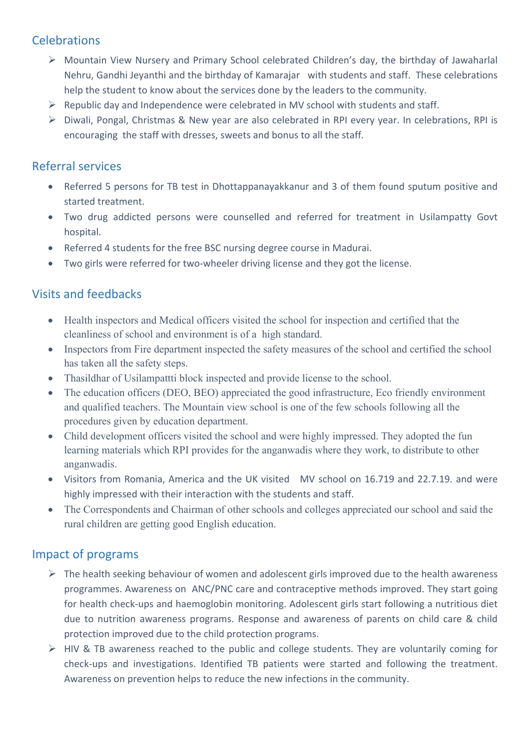## Celebrations

- Mountain View Nursery and Primary School celebrated Children's day, the birthday of Jawaharlal Nehru, Gandhi Jeyanthi and the birthday of Kamarajar with students and staff. These celebrations help the student to know about the services done by the leaders to the community.
- Republic day and Independence were celebrated in MV school with students and staff.
- Diwali, Pongal, Christmas & New year are also celebrated in RPI every year. In celebrations, RPI is encouraging the staff with dresses, sweets and bonus to all the staff.

## Referral services

- Referred 5 persons for TB test in Dhottappanayakkanur and 3 of them found sputum positive and started treatment.
- Two drug addicted persons were counselled and referred for treatment in Usilampatty Govt hospital.
- Referred 4 students for the free BSC nursing degree course in Madurai.
- Two girls were referred for two-wheeler driving license and they got the license.

## Visits and feedbacks

- Health inspectors and Medical officers visited the school for inspection and certified that the cleanliness of school and environment is of a high standard.
- Inspectors from Fire department inspected the safety measures of the school and certified the school has taken all the safety steps.
- Thasildhar of Usilampattti block inspected and provide license to the school.
- The education officers (DEO, BEO) appreciated the good infrastructure, Eco friendly environment and qualified teachers. The Mountain view school is one of the few schools following all the procedures given by education department.
- Child development officers visited the school and were highly impressed. They adopted the fun learning materials which RPI provides for the anganwadis where they work, to distribute to other anganwadis.
- Visitors from Romania, America and the UK visited MV school on 16.719 and 22.7.19. and were highly impressed with their interaction with the students and staff.
- The Correspondents and Chairman of other schools and colleges appreciated our school and said the rural children are getting good English education.

## Impact of programs

- The health seeking behaviour of women and adolescent girls improved due to the health awareness programmes. Awareness on ANC/PNC care and contraceptive methods improved. They start going for health check-ups and haemoglobin monitoring. Adolescent girls start following a nutritious diet due to nutrition awareness programs. Response and awareness of parents on child care & child protection improved due to the child protection programs.
- HIV & TB awareness reached to the public and college students. They are voluntarily coming for check-ups and investigations. Identified TB patients were started and following the treatment. Awareness on prevention helps to reduce the new infections in the community.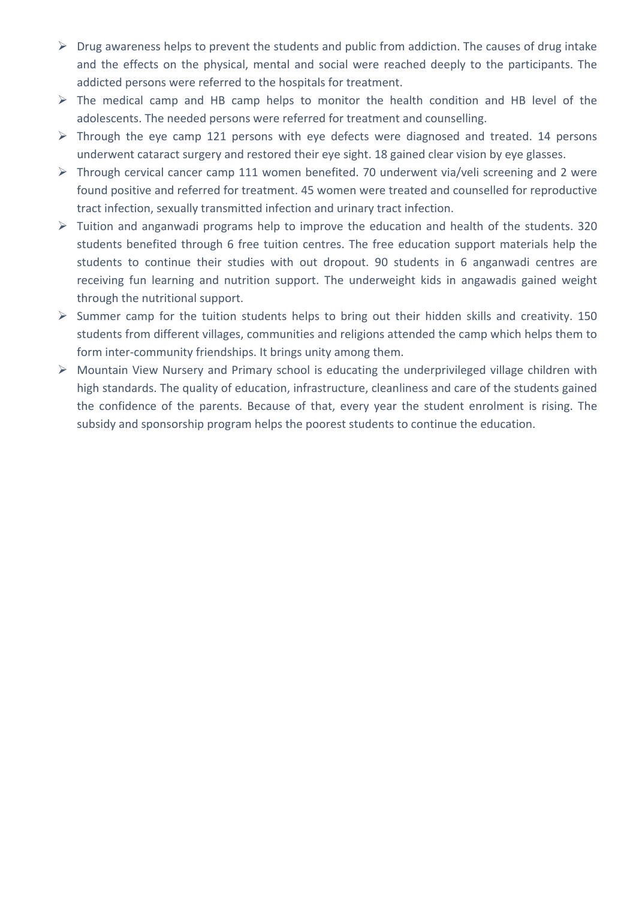- Drug awareness helps to prevent the students and public from addiction. The causes of drug intake and the effects on the physical, mental and social were reached deeply to the participants. The addicted persons were referred to the hospitals for treatment.
- The medical camp and HB camp helps to monitor the health condition and HB level of the adolescents. The needed persons were referred for treatment and counselling.
- Through the eye camp 121 persons with eye defects were diagnosed and treated. 14 persons underwent cataract surgery and restored their eye sight. 18 gained clear vision by eye glasses.
- Through cervical cancer camp 111 women benefited. 70 underwent via/veli screening and 2 were found positive and referred for treatment. 45 women were treated and counselled for reproductive tract infection, sexually transmitted infection and urinary tract infection.
- Tuition and anganwadi programs help to improve the education and health of the students. 320 students benefited through 6 free tuition centres. The free education support materials help the students to continue their studies with out dropout. 90 students in 6 anganwadi centres are receiving fun learning and nutrition support. The underweight kids in angawadis gained weight through the nutritional support.
- Summer camp for the tuition students helps to bring out their hidden skills and creativity. 150 students from different villages, communities and religions attended the camp which helps them to form inter-community friendships. It brings unity among them.
- Mountain View Nursery and Primary school is educating the underprivileged village children with high standards. The quality of education, infrastructure, cleanliness and care of the students gained the confidence of the parents. Because of that, every year the student enrolment is rising. The subsidy and sponsorship program helps the poorest students to continue the education.